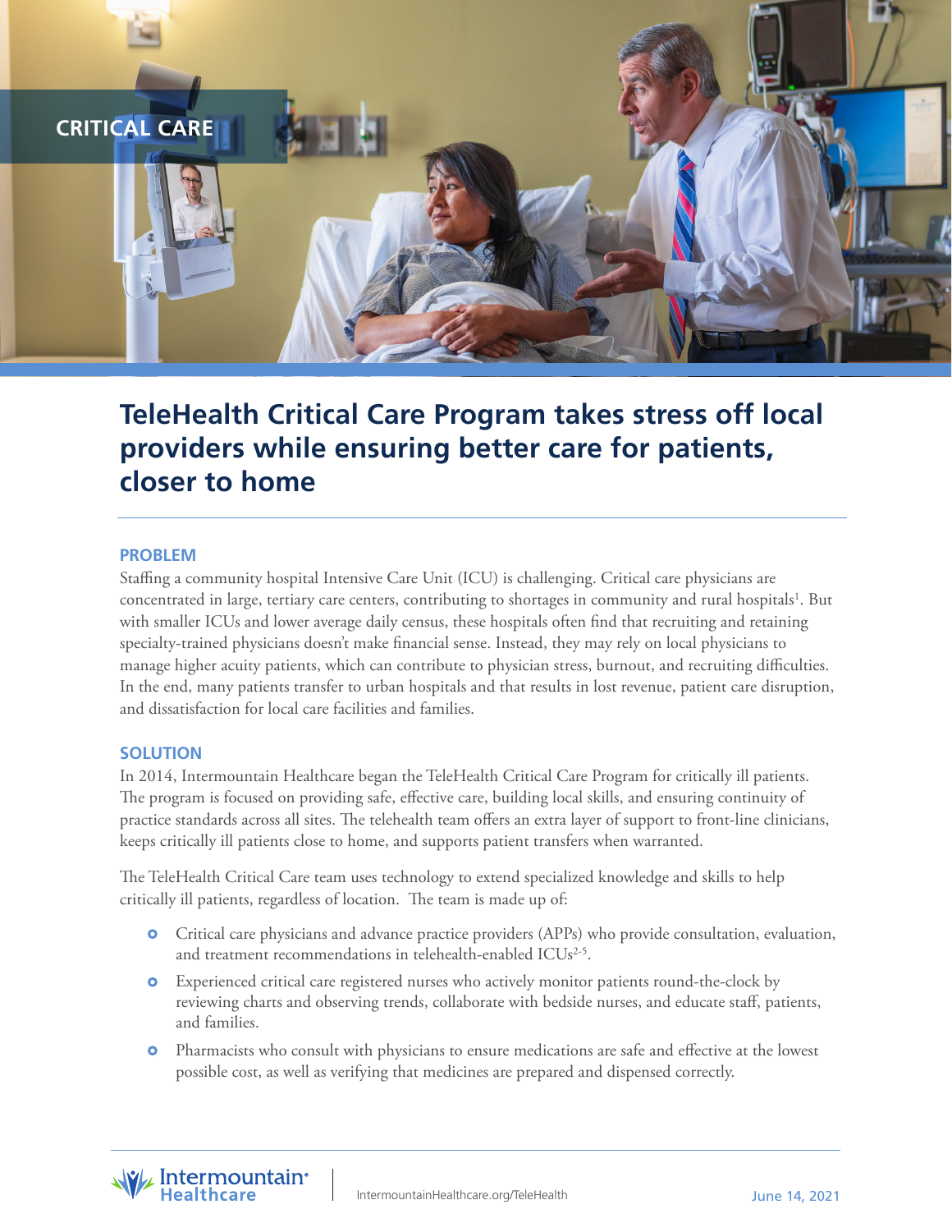CRITICAL CARE

# TeleHealth Critical Care Program takes stress off local providers while ensuring better care for patients, closer to home

## PROBLEM

Staffing a community hospital Intensive Care Unit (ICU) is challenging. Critical care physicians are concentrated in large, tertiary care centers, contributing to shortages in community and rural hospitals[1]. But with smaller ICUs and lower average daily census, these hospitals often find that recruiting and retaining specialty-trained physicians doesn't make financial sense. Instead, they may rely on local physicians to manage higher acuity patients, which can contribute to physician stress, burnout, and recruiting difficulties. In the end, many patients transfer to urban hospitals and that results in lost revenue, patient care disruption, and dissatisfaction for local care facilities and families.

## SOLUTION

In 2014, Intermountain Healthcare began the TeleHealth Critical Care Program for critically ill patients. The program is focused on providing safe, effective care, building local skills, and ensuring continuity of practice standards across all sites. The telehealth team offers an extra layer of support to front-line clinicians, keeps critically ill patients close to home, and supports patient transfers when warranted.

The TeleHealth Critical Care team uses technology to extend specialized knowledge and skills to help critically ill patients, regardless of location. The team is made up of:

- Critical care physicians and advance practice providers (APPs) who provide consultation, evaluation, and treatment recommendations in telehealth-enabled ICUs[2-5].
- Experienced critical care registered nurses who actively monitor patients round-the-clock by reviewing charts and observing trends, collaborate with bedside nurses, and educate staff, patients, and families.
- Pharmacists who consult with physicians to ensure medications are safe and effective at the lowest possible cost, as well as verifying that medicines are prepared and dispensed correctly.

Intermountain Healthcare | IntermountainHealthcare.org/TeleHealth | June 14, 2021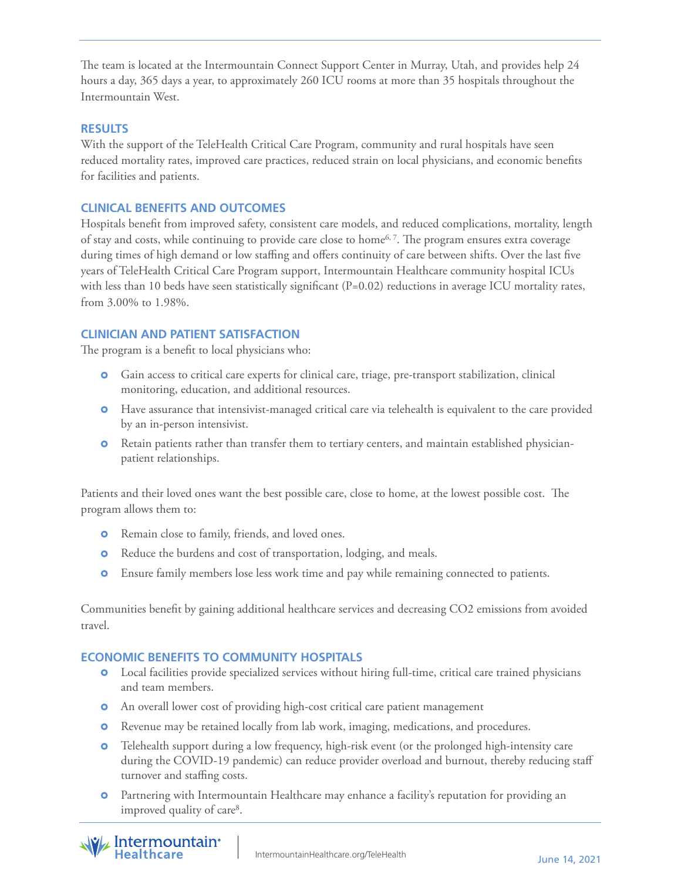The team is located at the Intermountain Connect Support Center in Murray, Utah, and provides help 24 hours a day, 365 days a year, to approximately 260 ICU rooms at more than 35 hospitals throughout the Intermountain West.

## RESULTS

With the support of the TeleHealth Critical Care Program, community and rural hospitals have seen reduced mortality rates, improved care practices, reduced strain on local physicians, and economic benefits for facilities and patients.

## CLINICAL BENEFITS AND OUTCOMES

Hospitals benefit from improved safety, consistent care models, and reduced complications, mortality, length of stay and costs, while continuing to provide care close to home[6, 7]. The program ensures extra coverage during times of high demand or low staffing and offers continuity of care between shifts. Over the last five years of TeleHealth Critical Care Program support, Intermountain Healthcare community hospital ICUs with less than 10 beds have seen statistically significant ($P=0.02$) reductions in average ICU mortality rates, from 3.00% to 1.98%.

## CLINICIAN AND PATIENT SATISFACTION

The program is a benefit to local physicians who:

- Gain access to critical care experts for clinical care, triage, pre-transport stabilization, clinical monitoring, education, and additional resources.
- Have assurance that intensivist-managed critical care via telehealth is equivalent to the care provided by an in-person intensivist.
- Retain patients rather than transfer them to tertiary centers, and maintain established physician-patient relationships.

Patients and their loved ones want the best possible care, close to home, at the lowest possible cost. The program allows them to:

- Remain close to family, friends, and loved ones.
- Reduce the burdens and cost of transportation, lodging, and meals.
- Ensure family members lose less work time and pay while remaining connected to patients.

Communities benefit by gaining additional healthcare services and decreasing $CO_2$ emissions from avoided travel.

## ECONOMIC BENEFITS TO COMMUNITY HOSPITALS

- Local facilities provide specialized services without hiring full-time, critical care trained physicians and team members.
- An overall lower cost of providing high-cost critical care patient management
- Revenue may be retained locally from lab work, imaging, medications, and procedures.
- Telehealth support during a low frequency, high-risk event (or the prolonged high-intensity care during the COVID-19 pandemic) can reduce provider overload and burnout, thereby reducing staff turnover and staffing costs.
- Partnering with Intermountain Healthcare may enhance a facility's reputation for providing an improved quality of care[8].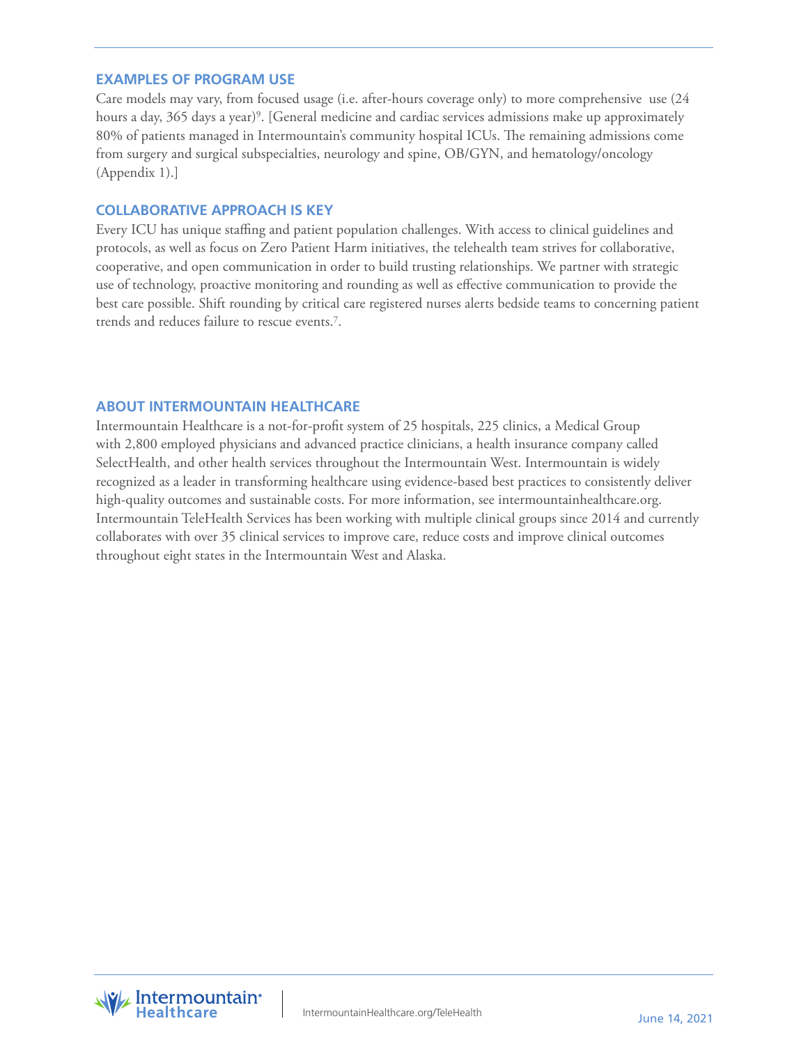## EXAMPLES OF PROGRAM USE

Care models may vary, from focused usage (i.e. after-hours coverage only) to more comprehensive use (24 hours a day, 365 days a year)[9]. [General medicine and cardiac services admissions make up approximately 80% of patients managed in Intermountain's community hospital ICUs. The remaining admissions come from surgery and surgical subspecialties, neurology and spine, OB/GYN, and hematology/oncology (Appendix 1).]

## COLLABORATIVE APPROACH IS KEY

Every ICU has unique staffing and patient population challenges. With access to clinical guidelines and protocols, as well as focus on Zero Patient Harm initiatives, the telehealth team strives for collaborative, cooperative, and open communication in order to build trusting relationships. We partner with strategic use of technology, proactive monitoring and rounding as well as effective communication to provide the best care possible. Shift rounding by critical care registered nurses alerts bedside teams to concerning patient trends and reduces failure to rescue events.[7].

## ABOUT INTERMOUNTAIN HEALTHCARE

Intermountain Healthcare is a not-for-profit system of 25 hospitals, 225 clinics, a Medical Group with 2,800 employed physicians and advanced practice clinicians, a health insurance company called SelectHealth, and other health services throughout the Intermountain West. Intermountain is widely recognized as a leader in transforming healthcare using evidence-based best practices to consistently deliver high-quality outcomes and sustainable costs. For more information, see intermountainhealthcare.org. Intermountain TeleHealth Services has been working with multiple clinical groups since 2014 and currently collaborates with over 35 clinical services to improve care, reduce costs and improve clinical outcomes throughout eight states in the Intermountain West and Alaska.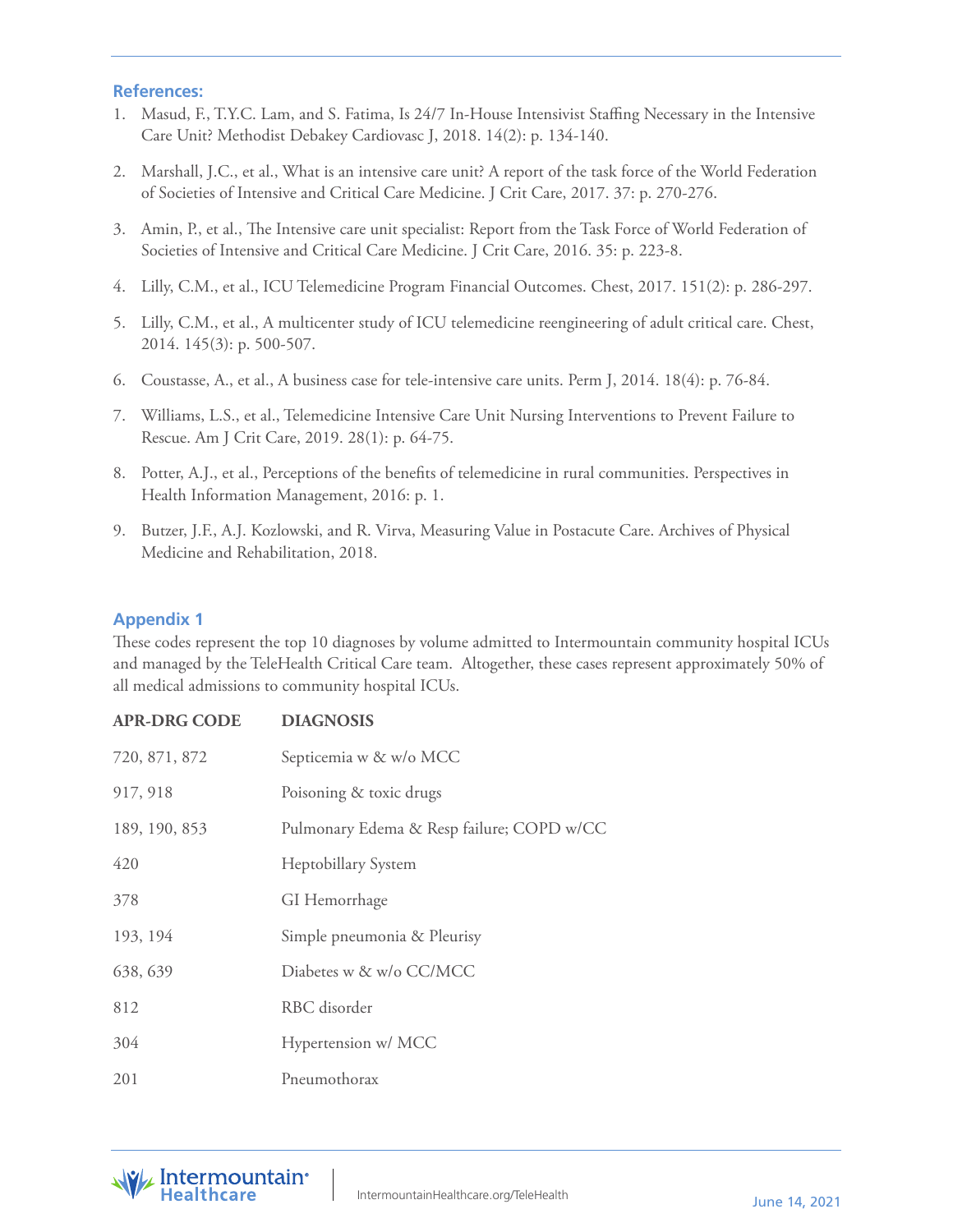### References:

1. Masud, F., T.Y.C. Lam, and S. Fatima, Is 24/7 In-House Intensivist Staffing Necessary in the Intensive Care Unit? Methodist Debakey Cardiovasc J, 2018. 14(2): p. 134-140.
2. Marshall, J.C., et al., What is an intensive care unit? A report of the task force of the World Federation of Societies of Intensive and Critical Care Medicine. J Crit Care, 2017. 37: p. 270-276.
3. Amin, P., et al., The Intensive care unit specialist: Report from the Task Force of World Federation of Societies of Intensive and Critical Care Medicine. J Crit Care, 2016. 35: p. 223-8.
4. Lilly, C.M., et al., ICU Telemedicine Program Financial Outcomes. Chest, 2017. 151(2): p. 286-297.
5. Lilly, C.M., et al., A multicenter study of ICU telemedicine reengineering of adult critical care. Chest, 2014. 145(3): p. 500-507.
6. Coustasse, A., et al., A business case for tele-intensive care units. Perm J, 2014. 18(4): p. 76-84.
7. Williams, L.S., et al., Telemedicine Intensive Care Unit Nursing Interventions to Prevent Failure to Rescue. Am J Crit Care, 2019. 28(1): p. 64-75.
8. Potter, A.J., et al., Perceptions of the benefits of telemedicine in rural communities. Perspectives in Health Information Management, 2016: p. 1.
9. Butzer, J.F., A.J. Kozlowski, and R. Virva, Measuring Value in Postacute Care. Archives of Physical Medicine and Rehabilitation, 2018.

### Appendix 1

These codes represent the top 10 diagnoses by volume admitted to Intermountain community hospital ICUs and managed by the TeleHealth Critical Care team. Altogether, these cases represent approximately 50% of all medical admissions to community hospital ICUs.

| APR-DRG CODE | DIAGNOSIS |
|---|---|
| 720, 871, 872 | Septicemia w & w/o MCC |
| 917, 918 | Poisoning & toxic drugs |
| 189, 190, 853 | Pulmonary Edema & Resp failure; COPD w/CC |
| 420 | Heptobillary System |
| 378 | GI Hemorrhage |
| 193, 194 | Simple pneumonia & Pleurisy |
| 638, 639 | Diabetes w & w/o CC/MCC |
| 812 | RBC disorder |
| 304 | Hypertension w/ MCC |
| 201 | Pneumothorax |